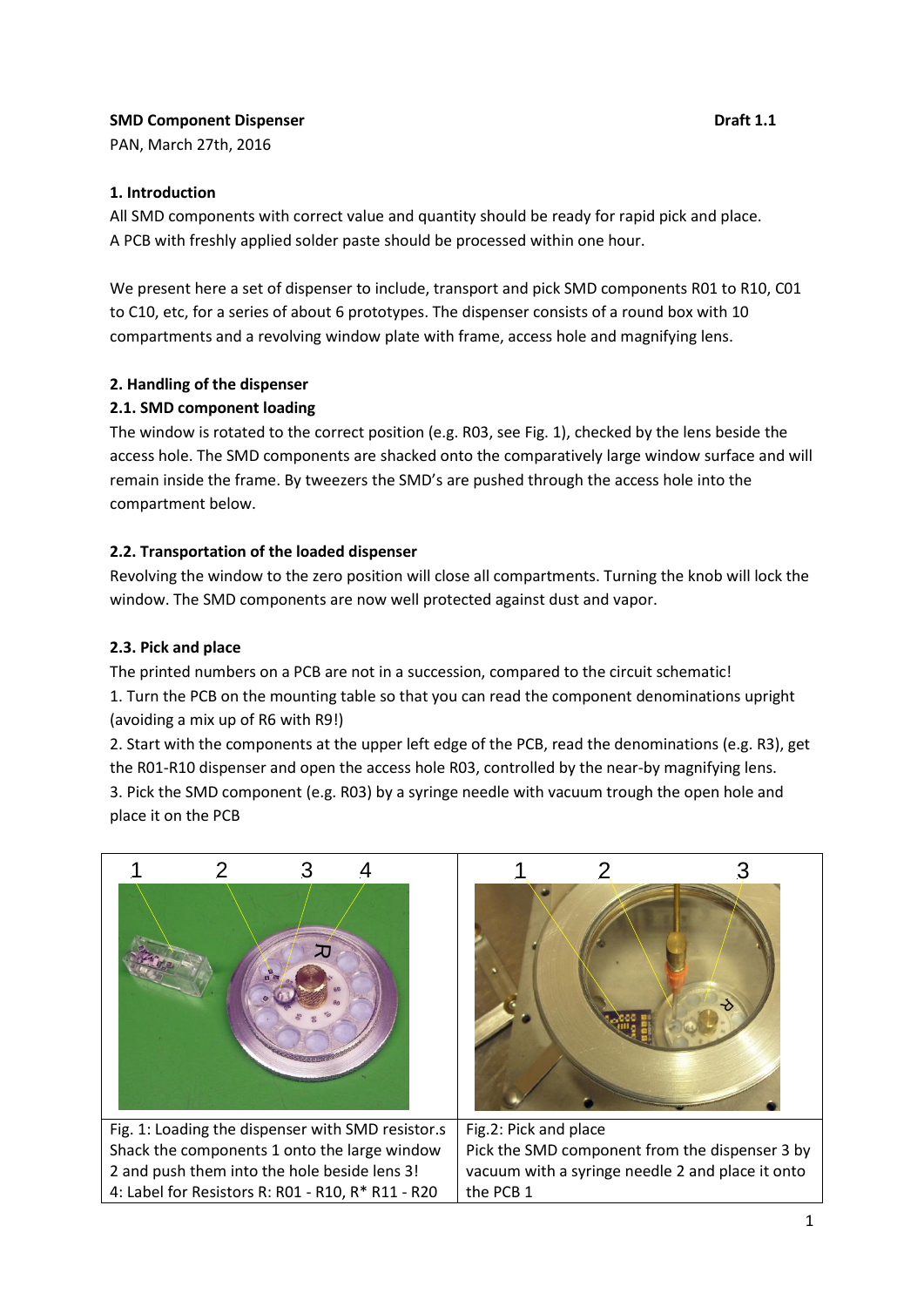**SMD Component Dispenser** **Draft 1.1**

PAN, March 27th, 2016

## 1. Introduction

All SMD components with correct value and quantity should be ready for rapid pick and place.
A PCB with freshly applied solder paste should be processed within one hour.

We present here a set of dispenser to include, transport and pick SMD components R01 to R10, C01 to C10, etc, for a series of about 6 prototypes. The dispenser consists of a round box with 10 compartments and a revolving window plate with frame, access hole and magnifying lens.

## 2. Handling of the dispenser

### 2.1. SMD component loading

The window is rotated to the correct position (e.g. R03, see Fig. 1), checked by the lens beside the access hole. The SMD components are shacked onto the comparatively large window surface and will remain inside the frame. By tweezers the SMD's are pushed through the access hole into the compartment below.

### 2.2. Transportation of the loaded dispenser

Revolving the window to the zero position will close all compartments. Turning the knob will lock the window. The SMD components are now well protected against dust and vapor.

### 2.3. Pick and place

The printed numbers on a PCB are not in a succession, compared to the circuit schematic!

1. Turn the PCB on the mounting table so that you can read the component denominations upright (avoiding a mix up of R6 with R9!)
2. Start with the components at the upper left edge of the PCB, read the denominations (e.g. R3), get the R01-R10 dispenser and open the access hole R03, controlled by the near-by magnifying lens.
3. Pick the SMD component (e.g. R03) by a syringe needle with vacuum trough the open hole and place it on the PCB

Fig. 1: Loading the dispenser with SMD resistor.s
Shack the components 1 onto the large window 2 and push them into the hole beside lens 3!
4: Label for Resistors R: R01 - R10, R* R11 - R20

Fig.2: Pick and place
Pick the SMD component from the dispenser 3 by vacuum with a syringe needle 2 and place it onto the PCB 1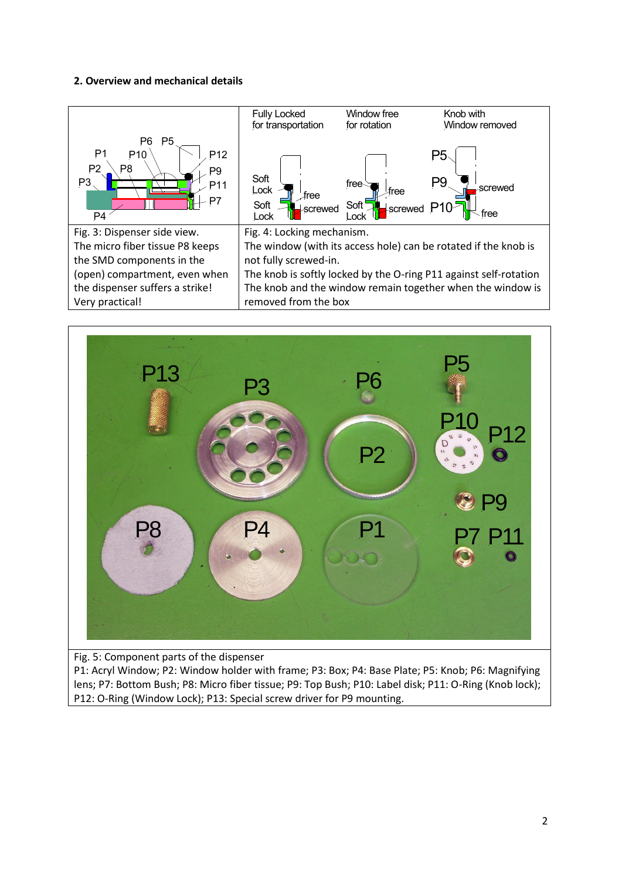**2. Overview and mechanical details**

| Fig. 3: Dispenser side view. The micro fiber tissue P8 keeps the SMD components in the (open) compartment, even when the dispenser suffers a strike! Very practical! | Fig. 4: Locking mechanism. The window (with its access hole) can be rotated if the knob is not fully screwed-in. The knob is softly locked by the O-ring P11 against self-rotation The knob and the window remain together when the window is removed from the box |
|---|---|

Fig. 5: Component parts of the dispenser
P1: Acryl Window; P2: Window holder with frame; P3: Box; P4: Base Plate; P5: Knob; P6: Magnifying lens; P7: Bottom Bush; P8: Micro fiber tissue; P9: Top Bush; P10: Label disk; P11: O-Ring (Knob lock); P12: O-Ring (Window Lock); P13: Special screw driver for P9 mounting.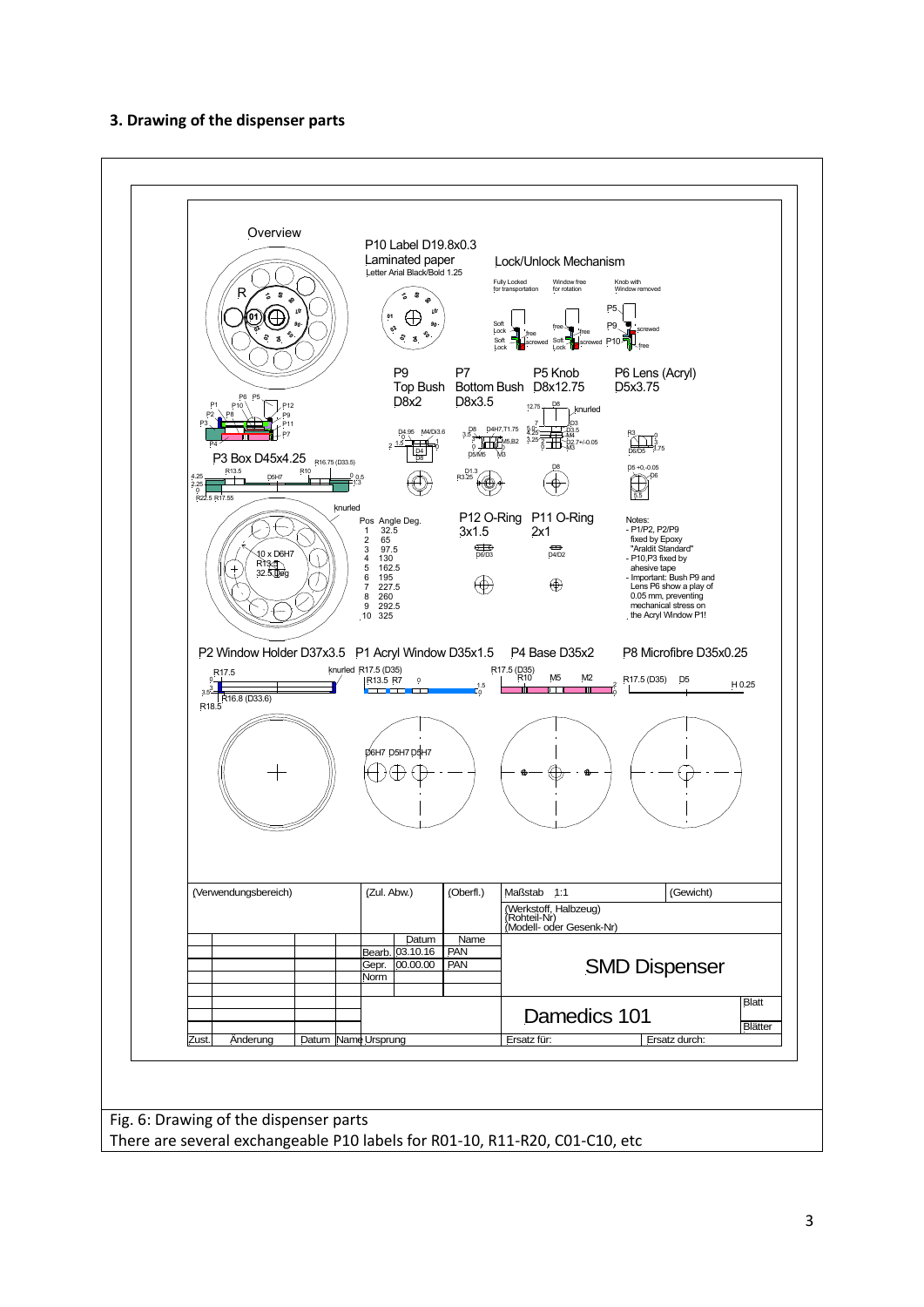### 3. Drawing of the dispenser parts

Overview

P10 Label D19.8x0.3
Laminated paper
Letter Arial Black/Bold 1.25

Lock/Unlock Mechanism

Fully Locked for transportation
Window free for rotation
Knob with Window removed

P9 Top Bush D8x2

P7 Bottom Bush D8x3.5

P5 Knob D8x12.75

P6 Lens (Acryl) D5x3.75

P3 Box D45x4.25

P12 O-Ring 3x1.5

P11 O-Ring 2x1

Pos Angle Deg.
1 32.5
2 65
3 97.5
4 130
5 162.5
6 195
7 227.5
8 260
9 292.5
10 325

10 x D6H7
R13.5
32.5 Deg

Notes:
- P1/P2, P2/P9 fixed by Epoxy "Araldit Standard"
- P10,P3 fixed by ahesive tape
- Important: Bush P9 and Lens P6 show a play of 0.05 mm, preventing mechanical stress on the Acryl Window P1!

P2 Window Holder D37x3.5

P1 Acryl Window D35x1.5

P4 Base D35x2

P8 Microfibre D35x0.25

| | | | |
|---|---|---|---|
| (Verwendungsbereich) | (Zul. Abw.) | (Oberfl.) | Maßstab 1:1 (Gewicht) |
| | | | (Werkstoff, Halbzeug) (Rohteil-Nr) (Modell- oder Gesenk-Nr) |
| | Datum | Name | |
| Bearb. | 03.10.16 | PAN | SMD Dispenser |
| Gepr. | 00.00.00 | PAN | |
| Norm | | | Damedics 101 |
| Zust. Änderung Datum Name | Ursprung | | Ersatz für: / Ersatz durch: |

Fig. 6: Drawing of the dispenser parts
There are several exchangeable P10 labels for R01-10, R11-R20, C01-C10, etc